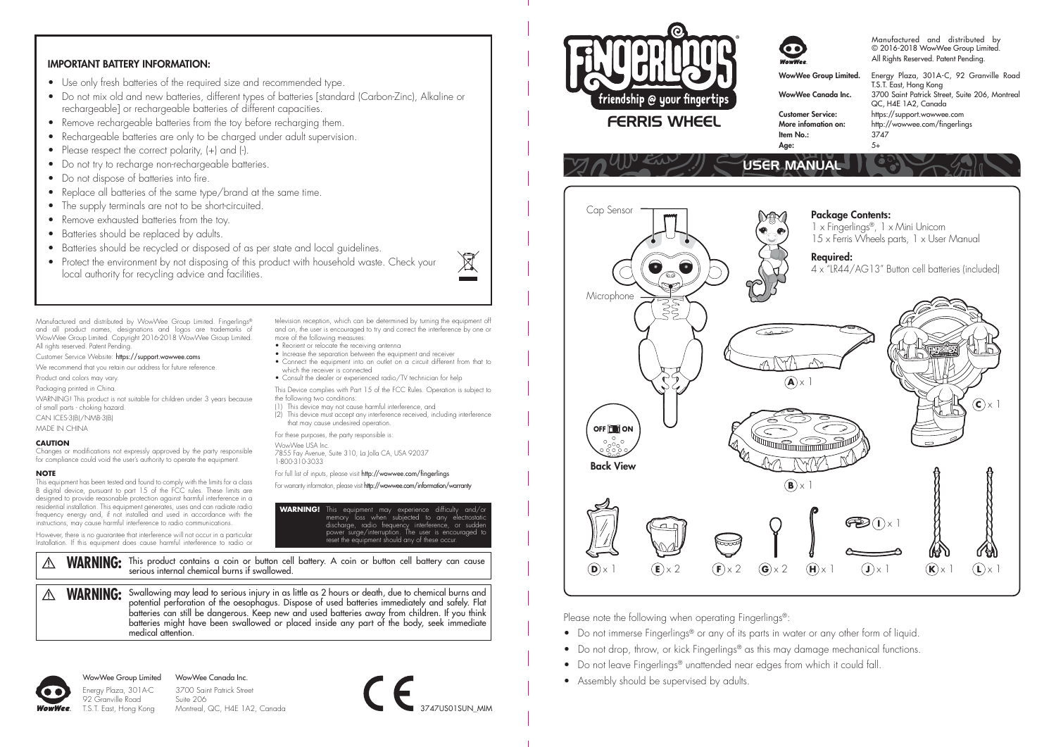## IMPORTANT BATTERY INFORMATION:

- Use only fresh batteries of the required size and recommended type.
- Do not mix old and new batteries, different types of batteries [standard (Carbon-Zinc), Alkaline or rechargeable] or rechargeable batteries of different capacities.
- Remove rechargeable batteries from the toy before recharging them.
- Rechargeable batteries are only to be charged under adult supervision.
- Please respect the correct polarity, (+) and (-).
- Do not try to recharge non-rechargeable batteries.
- Do not dispose of batteries into fire.
- Replace all batteries of the same type/brand at the same time.
- The supply terminals are not to be short-circuited.
- Remove exhausted batteries from the toy.
- Batteries should be replaced by adults.
- Batteries should be recycled or disposed of as per state and local guidelines.
- Protect the environment by not disposing of this product with household waste. Check your local authority for recycling advice and facilities.

Manufactured and distributed by WowWee Group Limited. Fingerlings® and all product names, designations and logos are trademarks of WowWee Group Limited. Copyright 2016-2018 WowWee Group Limited. All rights reserved. Patent Pending.

Customer Service Website: https://support.wowwee.coms

We recommend that you retain our address for future reference.

Product and colors may vary.

Packaging printed in China.

WARNING! This product is not suitable for children under 3 years because of small parts - choking hazard.

CAN ICES-3(B)/NMB-3(B)

MADE IN CHINA

**CAUTION**

Changes or modifications not expressly approved by the party responsible for compliance could void the user's authority to operate the equipment.

**NOTE**

This equipment has been tested and found to comply with the limits for a class B digital device, pursuant to part 15 of the FCC rules. These limits are designed to provide reasonable protection against harmful interference in a residential installation. This equipment generates, uses and can radiate radio frequency energy and, if not installed and used in accordance with the instructions, may cause harmful interference to radio communications.

However, there is no guarantee that interference will not occur in a particular Installation. If this equipment does cause harmful interference to radio or television reception, which can be determined by turning the equipment off and on, the user is encouraged to try and correct the interference by one or more of the following measures:

- Reorient or relocate the receiving antenna
- Increase the separation between the equipment and receiver
- Connect the equipment into an outlet on a circuit different from that to which the receiver is connected
- Consult the dealer or experienced radio/TV technician for help

This Device complies with Part 15 of the FCC Rules. Operation is subject to the following two conditions:

(1) This device may not cause harmful interference, and
(2) This device must accept any interference received, including interference that may cause undesired operation.

For these purposes, the party responsible is:

WowWee USA Inc.
7855 Fay Avenue, Suite 310, La Jolla CA, USA 92037
1-800-310-3033

For full list of inputs, please visit http://wowwee.com/fingerlings

For warranty information, please visit http://wowwee.com/information/warranty

**WARNING!** This equipment may experience difficulty and/or memory loss when subjected to any electrostatic discharge, radio frequency interference, or sudden power surge/interruption. The user is encouraged to reset the equipment should any of these occur.

⚠ **WARNING:** This product contains a coin or button cell battery. A coin or button cell battery can cause serious internal chemical burns if swallowed.

⚠ **WARNING:** Swallowing may lead to serious injury in as little as 2 hours or death, due to chemical burns and potential perforation of the oesophagus. Dispose of used batteries immediately and safely. Flat batteries can still be dangerous. Keep new and used batteries away from children. If you think batteries might have been swallowed or placed inside any part of the body, seek immediate medical attention.

WowWee Group Limited
Energy Plaza, 301A-C
92 Granville Road
T.S.T. East, Hong Kong

WowWee Canada Inc.
3700 Saint Patrick Street
Suite 206
Montreal, QC, H4E 1A2, Canada

3747US01SUN_MIM

# Fingerlings®

friendship @ your fingertips

## FERRIS WHEEL

Manufactured and distributed by
© 2016-2018 WowWee Group Limited.
All Rights Reserved. Patent Pending.

| | |
|---|---|
| **WowWee Group Limited.** | Energy Plaza, 301A-C, 92 Granville Road T.S.T. East, Hong Kong |
| **WowWee Canada Inc.** | 3700 Saint Patrick Street, Suite 206, Montreal QC, H4E 1A2, Canada |
| **Customer Service:** | https://support.wowwee.com |
| **More infomation on:** | http://wowwee.com/fingerlings |
| **Item No.:** | 3747 |
| **Age:** | 5+ |

## USER MANUAL

Cap Sensor

Microphone

OFF ON

Back View

**Package Contents:**
1 x Fingerlings®, 1 x Mini Unicorn
15 x Ferris Wheels parts, 1 x User Manual

**Required:**
4 x "LR44/AG13" Button cell batteries (included)

A x 1

B x 1

C x 1

D x 1 E x 2 F x 2 G x 2 H x 1 I x 1 J x 1 K x 1 L x 1

Please note the following when operating Fingerlings®:

- Do not immerse Fingerlings® or any of its parts in water or any other form of liquid.
- Do not drop, throw, or kick Fingerlings® as this may damage mechanical functions.
- Do not leave Fingerlings® unattended near edges from which it could fall.
- Assembly should be supervised by adults.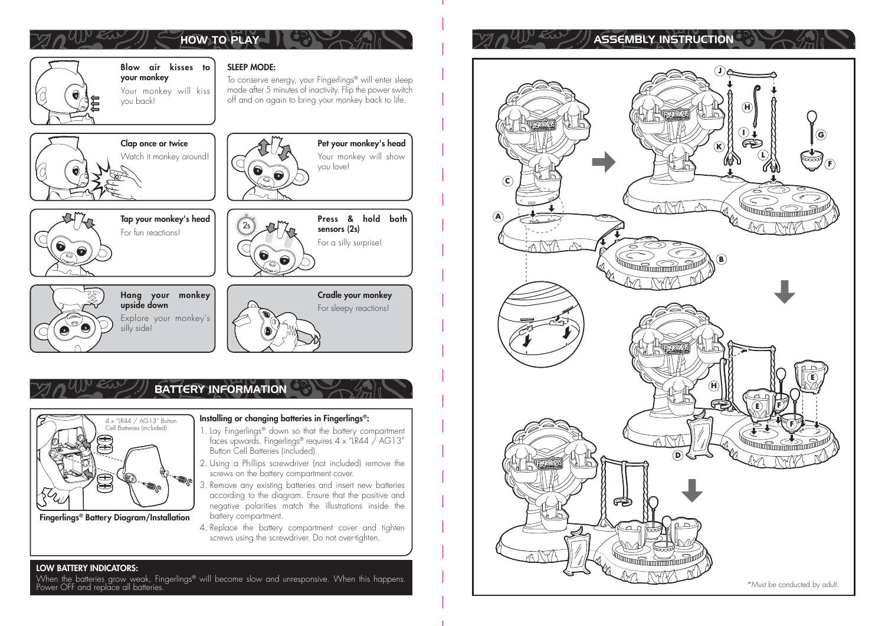## HOW TO PLAY

**Blow air kisses to your monkey**

Your monkey will kiss you back!

**SLEEP MODE:**

To conserve energy, your Fingerlings® will enter sleep mode after 5 minutes of inactivity. Flip the power switch off and on again to bring your monkey back to life.

**Clap once or twice**

Watch it monkey around!

**Pet your monkey's head**

Your monkey will show you love!

**Tap your monkey's head**

For fun reactions!

**Press & hold both sensors (2s)**

For a silly surprise!

**Hang your monkey upside down**

Explore your monkey's silly side!

**Cradle your monkey**

For sleepy reactions!

## BATTERY INFORMATION

4 x "LR44 / AG13" Button Cell Batteries (included)

**Fingerlings® Battery Diagram/Installation**

**Installing or changing batteries in Fingerlings®:**

1. Lay Fingerlings® down so that the battery compartment faces upwards. Fingerlings® requires 4 x "LR44 / AG13" Button Cell Batteries (included).
2. Using a Phillips screwdriver (not included) remove the screws on the battery compartment cover.
3. Remove any existing batteries and insert new batteries according to the diagram. Ensure that the positive and negative polarities match the illustrations inside the battery compartment.
4. Replace the battery compartment cover and tighten screws using the screwdriver. Do not over-tighten.

**LOW BATTERY INDICATORS:**

When the batteries grow weak, Fingerlings® will become slow and unresponsive. When this happens. Power OFF and replace all batteries.

## ASSEMBLY INSTRUCTION

A B C D E F G H I J K L

*Must be conducted by adult.